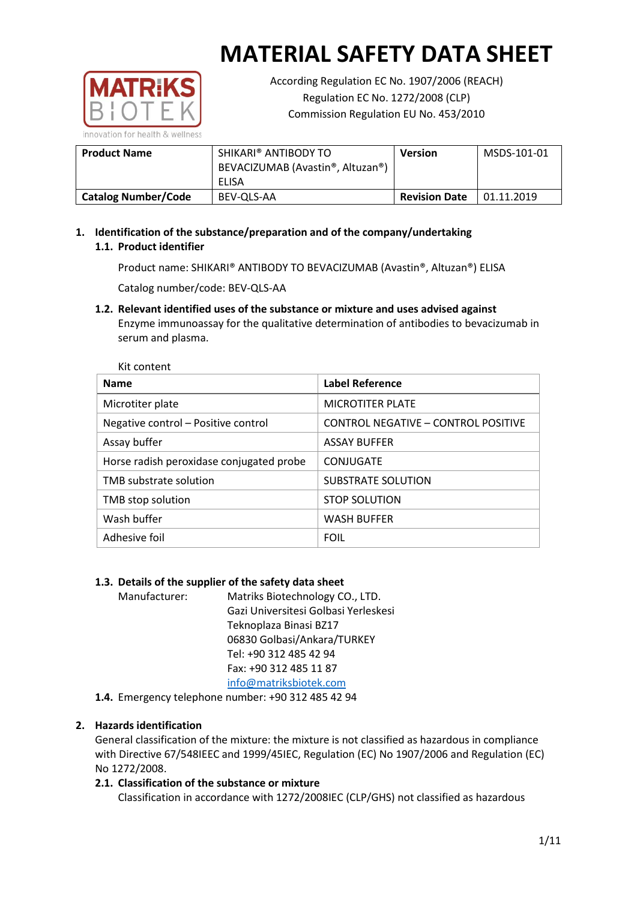# MATERIAL SAFETY DATA SHEET

According Regulation EC No. 1907/2006 (REACH)
Regulation EC No. 1272/2008 (CLP)
Commission Regulation EU No. 453/2010

| Product Name | SHIKARI® ANTIBODY TO BEVACIZUMAB (Avastin®, Altuzan®) ELISA | Version | MSDS-101-01 |
|---|---|---|---|
| Catalog Number/Code | BEV-QLS-AA | Revision Date | 01.11.2019 |

## 1. Identification of the substance/preparation and of the company/undertaking

### 1.1. Product identifier

Product name: SHIKARI® ANTIBODY TO BEVACIZUMAB (Avastin®, Altuzan®) ELISA

Catalog number/code: BEV-QLS-AA

### 1.2. Relevant identified uses of the substance or mixture and uses advised against

Enzyme immunoassay for the qualitative determination of antibodies to bevacizumab in serum and plasma.

Kit content

| Name | Label Reference |
|---|---|
| Microtiter plate | MICROTITER PLATE |
| Negative control – Positive control | CONTROL NEGATIVE – CONTROL POSITIVE |
| Assay buffer | ASSAY BUFFER |
| Horse radish peroxidase conjugated probe | CONJUGATE |
| TMB substrate solution | SUBSTRATE SOLUTION |
| TMB stop solution | STOP SOLUTION |
| Wash buffer | WASH BUFFER |
| Adhesive foil | FOIL |

### 1.3. Details of the supplier of the safety data sheet

Manufacturer: Matriks Biotechnology CO., LTD.
Gazi Universitesi Golbasi Yerleskesi
Teknoplaza Binasi BZ17
06830 Golbasi/Ankara/TURKEY
Tel: +90 312 485 42 94
Fax: +90 312 485 11 87
info@matriksbiotek.com

### 1.4. Emergency telephone number: +90 312 485 42 94

## 2. Hazards identification

General classification of the mixture: the mixture is not classified as hazardous in compliance with Directive 67/548IEEC and 1999/45IEC, Regulation (EC) No 1907/2006 and Regulation (EC) No 1272/2008.

### 2.1. Classification of the substance or mixture

Classification in accordance with 1272/2008IEC (CLP/GHS) not classified as hazardous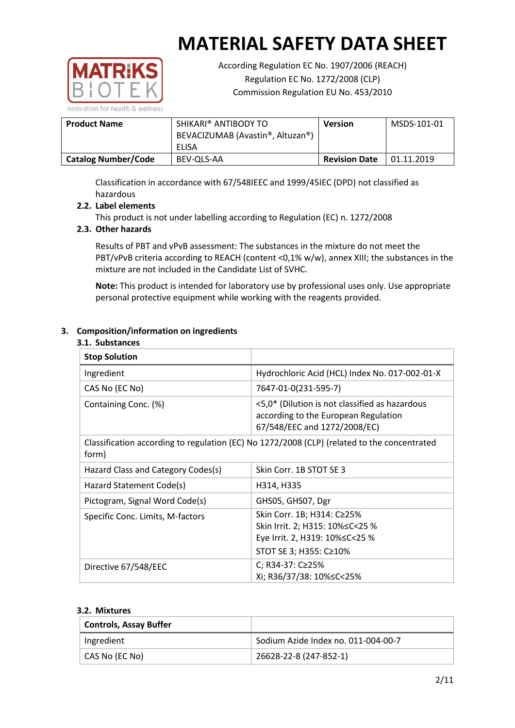# MATERIAL SAFETY DATA SHEET

According Regulation EC No. 1907/2006 (REACH)
Regulation EC No. 1272/2008 (CLP)
Commission Regulation EU No. 453/2010

| **Product Name** | SHIKARI® ANTIBODY TO BEVACIZUMAB (Avastin®, Altuzan®) ELISA | **Version** | MSDS-101-01 |
|---|---|---|---|
| **Catalog Number/Code** | BEV-QLS-AA | **Revision Date** | 01.11.2019 |

Classification in accordance with 67/548IEEC and 1999/45IEC (DPD) not classified as hazardous

### 2.2. Label elements

This product is not under labelling according to Regulation (EC) n. 1272/2008

### 2.3. Other hazards

Results of PBT and vPvB assessment: The substances in the mixture do not meet the PBT/vPvB criteria according to REACH (content <0,1% w/w), annex XIII; the substances in the mixture are not included in the Candidate List of SVHC.

**Note:** This product is intended for laboratory use by professional uses only. Use appropriate personal protective equipment while working with the reagents provided.

## 3. Composition/information on ingredients

### 3.1. Substances

| **Stop Solution** | |
|---|---|
| Ingredient | Hydrochloric Acid (HCL) Index No. 017-002-01-X |
| CAS No (EC No) | 7647-01-0(231-595-7) |
| Containing Conc. (%) | <5,0* (Dilution is not classified as hazardous according to the European Regulation 67/548/EEC and 1272/2008/EC) |
| Classification according to regulation (EC) No 1272/2008 (CLP) (related to the concentrated form) | |
| Hazard Class and Category Codes(s) | Skin Corr. 1B STOT SE 3 |
| Hazard Statement Code(s) | H314, H335 |
| Pictogram, Signal Word Code(s) | GHS05, GHS07, Dgr |
| Specific Conc. Limits, M-factors | Skin Corr. 1B; H314: C≥25%<br>Skin Irrit. 2; H315: 10%≤C<25 %<br>Eye Irrit. 2, H319: 10%≤C<25 %<br>STOT SE 3; H355: C≥10% |
| Directive 67/548/EEC | C; R34-37: C≥25%<br>Xi; R36/37/38: 10%≤C<25% |

### 3.2. Mixtures

| **Controls, Assay Buffer** | |
|---|---|
| Ingredient | Sodium Azide Index no. 011-004-00-7 |
| CAS No (EC No) | 26628-22-8 (247-852-1) |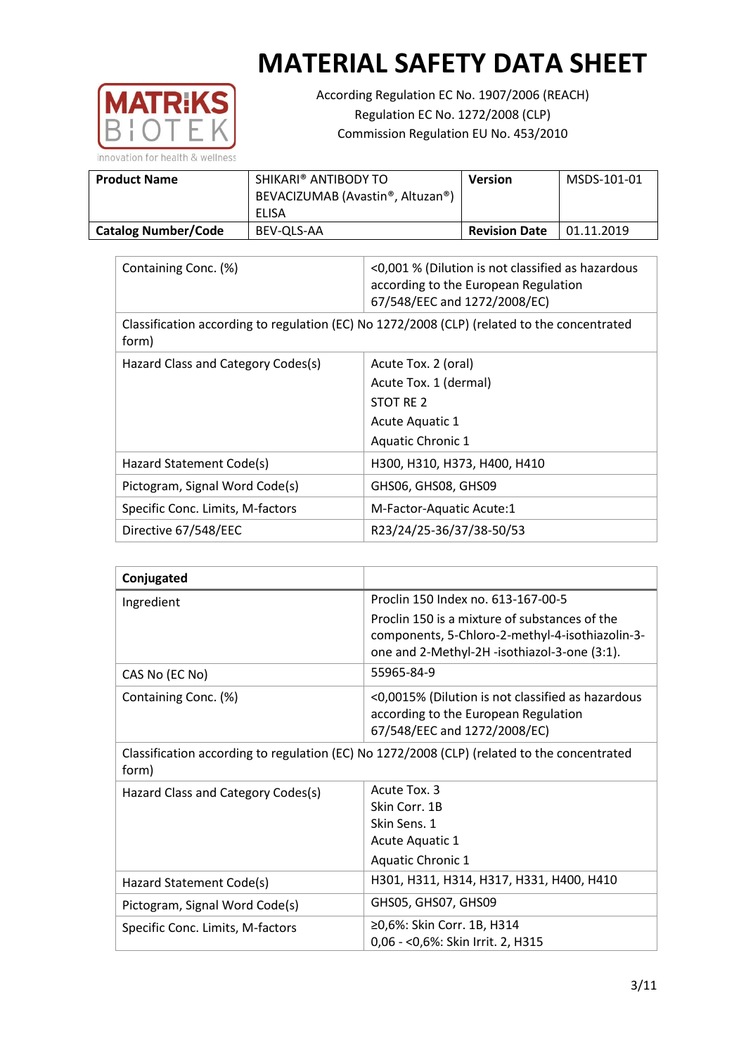# MATERIAL SAFETY DATA SHEET

According Regulation EC No. 1907/2006 (REACH)
Regulation EC No. 1272/2008 (CLP)
Commission Regulation EU No. 453/2010

| **Product Name** | SHIKARI® ANTIBODY TO BEVACIZUMAB (Avastin®, Altuzan®) ELISA | **Version** | MSDS-101-01 |
|---|---|---|---|
| **Catalog Number/Code** | BEV-QLS-AA | **Revision Date** | 01.11.2019 |

| Containing Conc. (%) | <0,001 % (Dilution is not classified as hazardous according to the European Regulation 67/548/EEC and 1272/2008/EC) |
|---|---|
| Classification according to regulation (EC) No 1272/2008 (CLP) (related to the concentrated form) | |
| Hazard Class and Category Codes(s) | Acute Tox. 2 (oral)<br>Acute Tox. 1 (dermal)<br>STOT RE 2<br>Acute Aquatic 1<br>Aquatic Chronic 1 |
| Hazard Statement Code(s) | H300, H310, H373, H400, H410 |
| Pictogram, Signal Word Code(s) | GHS06, GHS08, GHS09 |
| Specific Conc. Limits, M-factors | M-Factor-Aquatic Acute:1 |
| Directive 67/548/EEC | R23/24/25-36/37/38-50/53 |

| **Conjugated** | |
|---|---|
| Ingredient | Proclin 150 Index no. 613-167-00-5<br>Proclin 150 is a mixture of substances of the components, 5-Chloro-2-methyl-4-isothiazolin-3-one and 2-Methyl-2H -isothiazol-3-one (3:1). |
| CAS No (EC No) | 55965-84-9 |
| Containing Conc. (%) | <0,0015% (Dilution is not classified as hazardous according to the European Regulation 67/548/EEC and 1272/2008/EC) |
| Classification according to regulation (EC) No 1272/2008 (CLP) (related to the concentrated form) | |
| Hazard Class and Category Codes(s) | Acute Tox. 3<br>Skin Corr. 1B<br>Skin Sens. 1<br>Acute Aquatic 1<br>Aquatic Chronic 1 |
| Hazard Statement Code(s) | H301, H311, H314, H317, H331, H400, H410 |
| Pictogram, Signal Word Code(s) | GHS05, GHS07, GHS09 |
| Specific Conc. Limits, M-factors | ≥0,6%: Skin Corr. 1B, H314<br>0,06 - <0,6%: Skin Irrit. 2, H315 |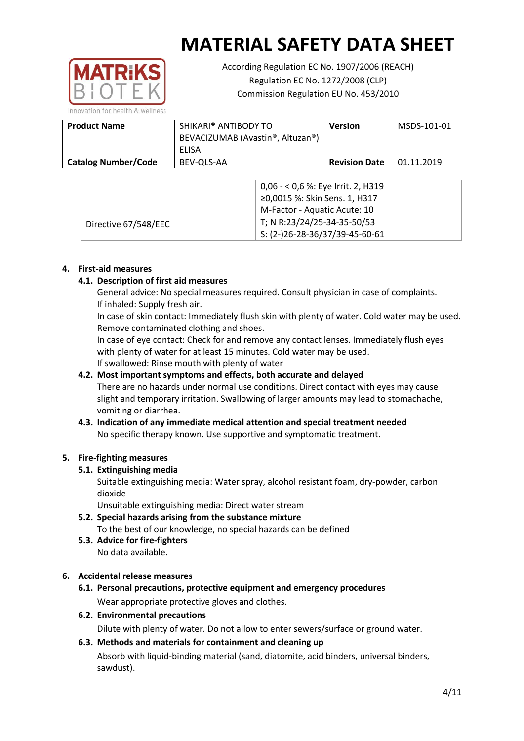# MATERIAL SAFETY DATA SHEET

According Regulation EC No. 1907/2006 (REACH)
Regulation EC No. 1272/2008 (CLP)
Commission Regulation EU No. 453/2010

| **Product Name** | SHIKARI® ANTIBODY TO BEVACIZUMAB (Avastin®, Altuzan®) ELISA | **Version** | MSDS-101-01 |
|---|---|---|---|
| **Catalog Number/Code** | BEV-QLS-AA | **Revision Date** | 01.11.2019 |

| | |
|---|---|
| | 0,06 - < 0,6 %: Eye Irrit. 2, H319<br>≥0,0015 %: Skin Sens. 1, H317<br>M-Factor - Aquatic Acute: 10 |
| Directive 67/548/EEC | T; N R:23/24/25-34-35-50/53<br>S: (2-)26-28-36/37/39-45-60-61 |

## 4. First-aid measures

### 4.1. Description of first aid measures

General advice: No special measures required. Consult physician in case of complaints.
If inhaled: Supply fresh air.
In case of skin contact: Immediately flush skin with plenty of water. Cold water may be used. Remove contaminated clothing and shoes.
In case of eye contact: Check for and remove any contact lenses. Immediately flush eyes with plenty of water for at least 15 minutes. Cold water may be used.
If swallowed: Rinse mouth with plenty of water

### 4.2. Most important symptoms and effects, both accurate and delayed

There are no hazards under normal use conditions. Direct contact with eyes may cause slight and temporary irritation. Swallowing of larger amounts may lead to stomachache, vomiting or diarrhea.

### 4.3. Indication of any immediate medical attention and special treatment needed

No specific therapy known. Use supportive and symptomatic treatment.

## 5. Fire-fighting measures

### 5.1. Extinguishing media

Suitable extinguishing media: Water spray, alcohol resistant foam, dry-powder, carbon dioxide
Unsuitable extinguishing media: Direct water stream

### 5.2. Special hazards arising from the substance mixture

To the best of our knowledge, no special hazards can be defined

### 5.3. Advice for fire-fighters

No data available.

## 6. Accidental release measures

### 6.1. Personal precautions, protective equipment and emergency procedures

Wear appropriate protective gloves and clothes.

### 6.2. Environmental precautions

Dilute with plenty of water. Do not allow to enter sewers/surface or ground water.

### 6.3. Methods and materials for containment and cleaning up

Absorb with liquid-binding material (sand, diatomite, acid binders, universal binders, sawdust).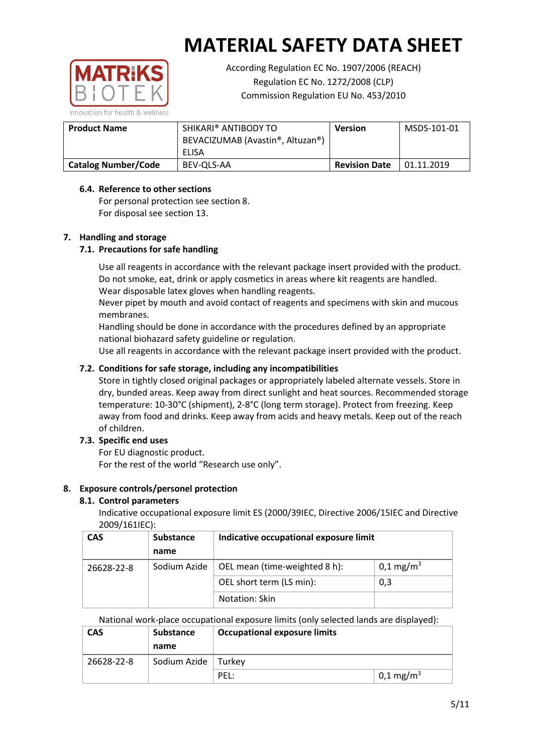# MATERIAL SAFETY DATA SHEET

According Regulation EC No. 1907/2006 (REACH)
Regulation EC No. 1272/2008 (CLP)
Commission Regulation EU No. 453/2010

| **Product Name** | SHIKARI® ANTIBODY TO BEVACIZUMAB (Avastin®, Altuzan®) ELISA | **Version** | MSDS-101-01 |
|---|---|---|---|
| **Catalog Number/Code** | BEV-QLS-AA | **Revision Date** | 01.11.2019 |

### 6.4. Reference to other sections

For personal protection see section 8.
For disposal see section 13.

## 7. Handling and storage

### 7.1. Precautions for safe handling

Use all reagents in accordance with the relevant package insert provided with the product.
Do not smoke, eat, drink or apply cosmetics in areas where kit reagents are handled.
Wear disposable latex gloves when handling reagents.
Never pipet by mouth and avoid contact of reagents and specimens with skin and mucous membranes.
Handling should be done in accordance with the procedures defined by an appropriate national biohazard safety guideline or regulation.
Use all reagents in accordance with the relevant package insert provided with the product.

### 7.2. Conditions for safe storage, including any incompatibilities

Store in tightly closed original packages or appropriately labeled alternate vessels. Store in dry, bunded areas. Keep away from direct sunlight and heat sources. Recommended storage temperature: 10-30°C (shipment), 2-8°C (long term storage). Protect from freezing. Keep away from food and drinks. Keep away from acids and heavy metals. Keep out of the reach of children.

### 7.3. Specific end uses

For EU diagnostic product.
For the rest of the world "Research use only".

## 8. Exposure controls/personel protection

### 8.1. Control parameters

Indicative occupational exposure limit ES (2000/39IEC, Directive 2006/15IEC and Directive 2009/161IEC):

| CAS | Substance name | Indicative occupational exposure limit | |
|---|---|---|---|
| 26628-22-8 | Sodium Azide | OEL mean (time-weighted 8 h): | 0,1 mg/m$^3$ |
| | | OEL short term (LS min): | 0,3 |
| | | Notation: Skin | |

National work-place occupational exposure limits (only selected lands are displayed):

| CAS | Substance name | Occupational exposure limits | |
|---|---|---|---|
| 26628-22-8 | Sodium Azide | Turkey | |
| | | PEL: | 0,1 mg/m$^3$ |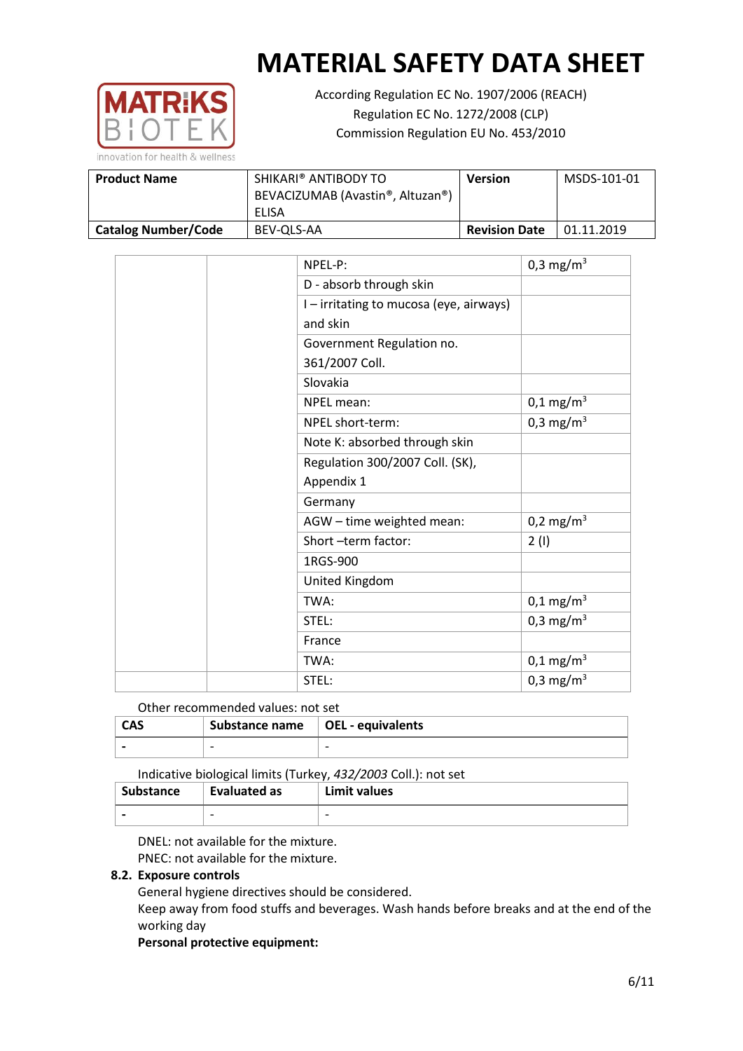| | | | |
|---|---|---|---|
| | | NPEL-P: | 0,3 mg/m$^3$ |
| | | D - absorb through skin | |
| | | I – irritating to mucosa (eye, airways) and skin | |
| | | Government Regulation no. 361/2007 Coll. | |
| | | Slovakia | |
| | | NPEL mean: | 0,1 mg/m$^3$ |
| | | NPEL short-term: | 0,3 mg/m$^3$ |
| | | Note K: absorbed through skin | |
| | | Regulation 300/2007 Coll. (SK), Appendix 1 | |
| | | Germany | |
| | | AGW – time weighted mean: | 0,2 mg/m$^3$ |
| | | Short –term factor: | 2 (I) |
| | | 1RGS-900 | |
| | | United Kingdom | |
| | | TWA: | 0,1 mg/m$^3$ |
| | | STEL: | 0,3 mg/m$^3$ |
| | | France | |
| | | TWA: | 0,1 mg/m$^3$ |
| | | STEL: | 0,3 mg/m$^3$ |

Other recommended values: not set

| CAS | Substance name | OEL - equivalents |
|---|---|---|
| - | - | - |

Indicative biological limits (Turkey, *432/2003* Coll.): not set

| Substance | Evaluated as | Limit values |
|---|---|---|
| - | - | - |

DNEL: not available for the mixture.
PNEC: not available for the mixture.

### 8.2. Exposure controls

General hygiene directives should be considered.
Keep away from food stuffs and beverages. Wash hands before breaks and at the end of the working day

**Personal protective equipment:**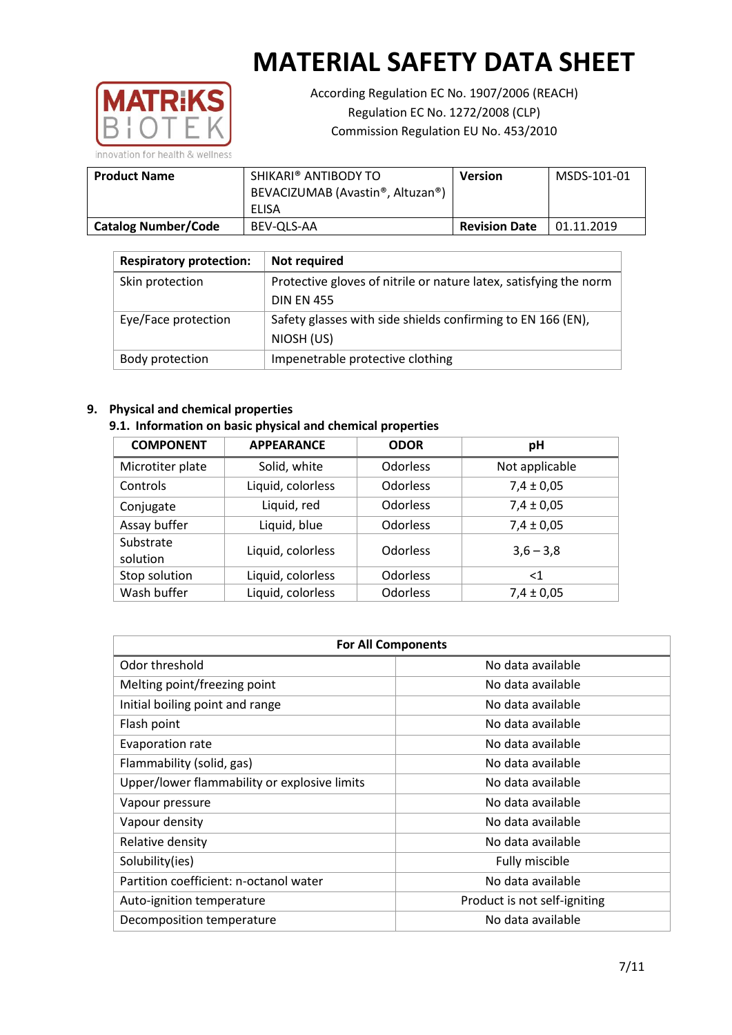# MATERIAL SAFETY DATA SHEET

According Regulation EC No. 1907/2006 (REACH)
Regulation EC No. 1272/2008 (CLP)
Commission Regulation EU No. 453/2010

| **Product Name** | SHIKARI® ANTIBODY TO BEVACIZUMAB (Avastin®, Altuzan®) ELISA | **Version** | MSDS-101-01 |
|---|---|---|---|
| **Catalog Number/Code** | BEV-QLS-AA | **Revision Date** | 01.11.2019 |

| **Respiratory protection:** | **Not required** |
|---|---|
| Skin protection | Protective gloves of nitrile or nature latex, satisfying the norm DIN EN 455 |
| Eye/Face protection | Safety glasses with side shields confirming to EN 166 (EN), NIOSH (US) |
| Body protection | Impenetrable protective clothing |

## 9. Physical and chemical properties

### 9.1. Information on basic physical and chemical properties

| COMPONENT | APPEARANCE | ODOR | pH |
|---|---|---|---|
| Microtiter plate | Solid, white | Odorless | Not applicable |
| Controls | Liquid, colorless | Odorless | 7,4 ± 0,05 |
| Conjugate | Liquid, red | Odorless | 7,4 ± 0,05 |
| Assay buffer | Liquid, blue | Odorless | 7,4 ± 0,05 |
| Substrate solution | Liquid, colorless | Odorless | 3,6 – 3,8 |
| Stop solution | Liquid, colorless | Odorless | <1 |
| Wash buffer | Liquid, colorless | Odorless | 7,4 ± 0,05 |

| **For All Components** | |
|---|---|
| Odor threshold | No data available |
| Melting point/freezing point | No data available |
| Initial boiling point and range | No data available |
| Flash point | No data available |
| Evaporation rate | No data available |
| Flammability (solid, gas) | No data available |
| Upper/lower flammability or explosive limits | No data available |
| Vapour pressure | No data available |
| Vapour density | No data available |
| Relative density | No data available |
| Solubility(ies) | Fully miscible |
| Partition coefficient: n-octanol water | No data available |
| Auto-ignition temperature | Product is not self-igniting |
| Decomposition temperature | No data available |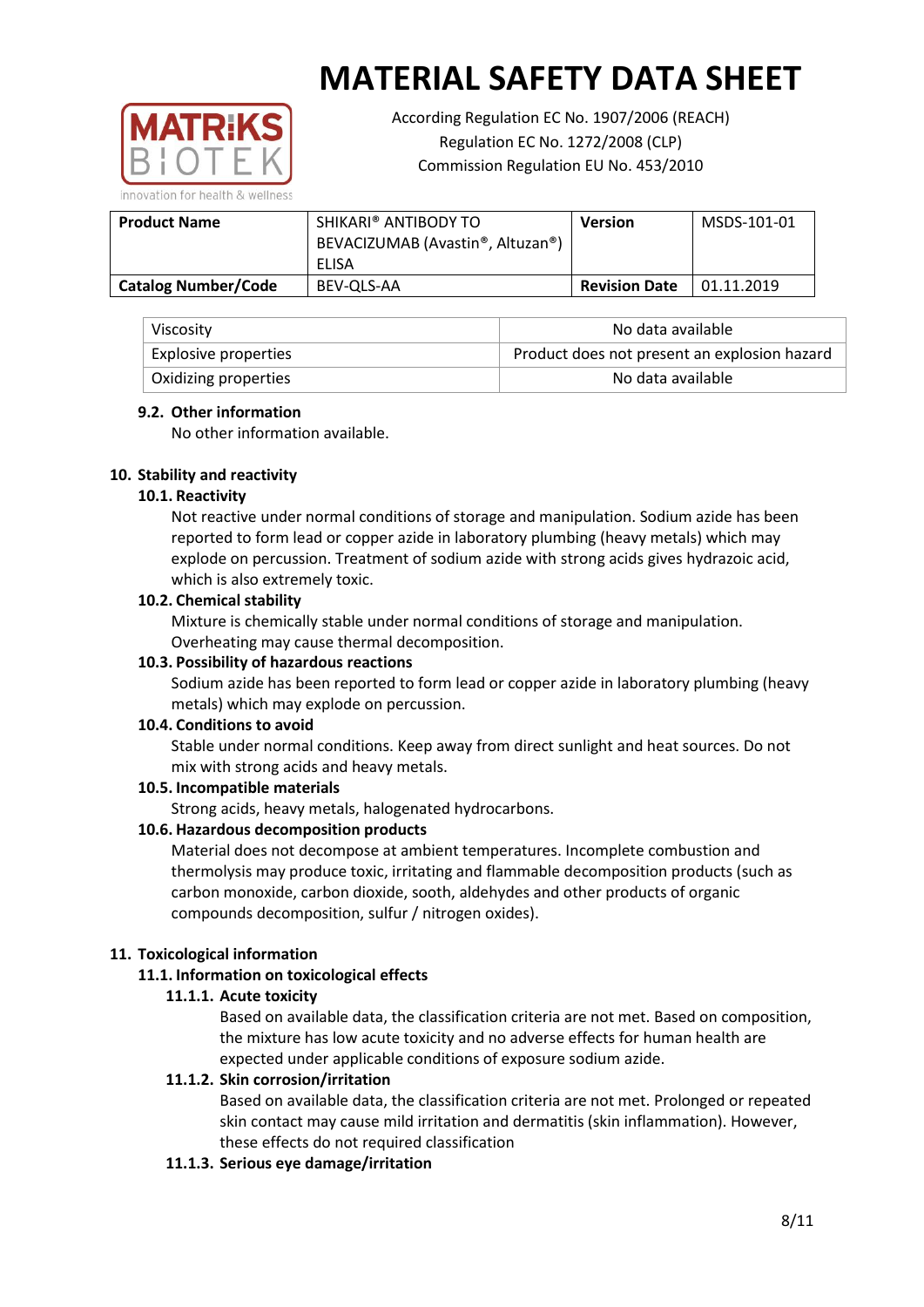| Viscosity | No data available |
|---|---|
| Explosive properties | Product does not present an explosion hazard |
| Oxidizing properties | No data available |

### 9.2. Other information

No other information available.

## 10. Stability and reactivity

### 10.1. Reactivity

Not reactive under normal conditions of storage and manipulation. Sodium azide has been reported to form lead or copper azide in laboratory plumbing (heavy metals) which may explode on percussion. Treatment of sodium azide with strong acids gives hydrazoic acid, which is also extremely toxic.

### 10.2. Chemical stability

Mixture is chemically stable under normal conditions of storage and manipulation. Overheating may cause thermal decomposition.

### 10.3. Possibility of hazardous reactions

Sodium azide has been reported to form lead or copper azide in laboratory plumbing (heavy metals) which may explode on percussion.

### 10.4. Conditions to avoid

Stable under normal conditions. Keep away from direct sunlight and heat sources. Do not mix with strong acids and heavy metals.

### 10.5. Incompatible materials

Strong acids, heavy metals, halogenated hydrocarbons.

### 10.6. Hazardous decomposition products

Material does not decompose at ambient temperatures. Incomplete combustion and thermolysis may produce toxic, irritating and flammable decomposition products (such as carbon monoxide, carbon dioxide, sooth, aldehydes and other products of organic compounds decomposition, sulfur / nitrogen oxides).

## 11. Toxicological information

### 11.1. Information on toxicological effects

#### 11.1.1. Acute toxicity

Based on available data, the classification criteria are not met. Based on composition, the mixture has low acute toxicity and no adverse effects for human health are expected under applicable conditions of exposure sodium azide.

#### 11.1.2. Skin corrosion/irritation

Based on available data, the classification criteria are not met. Prolonged or repeated skin contact may cause mild irritation and dermatitis (skin inflammation). However, these effects do not required classification

#### 11.1.3. Serious eye damage/irritation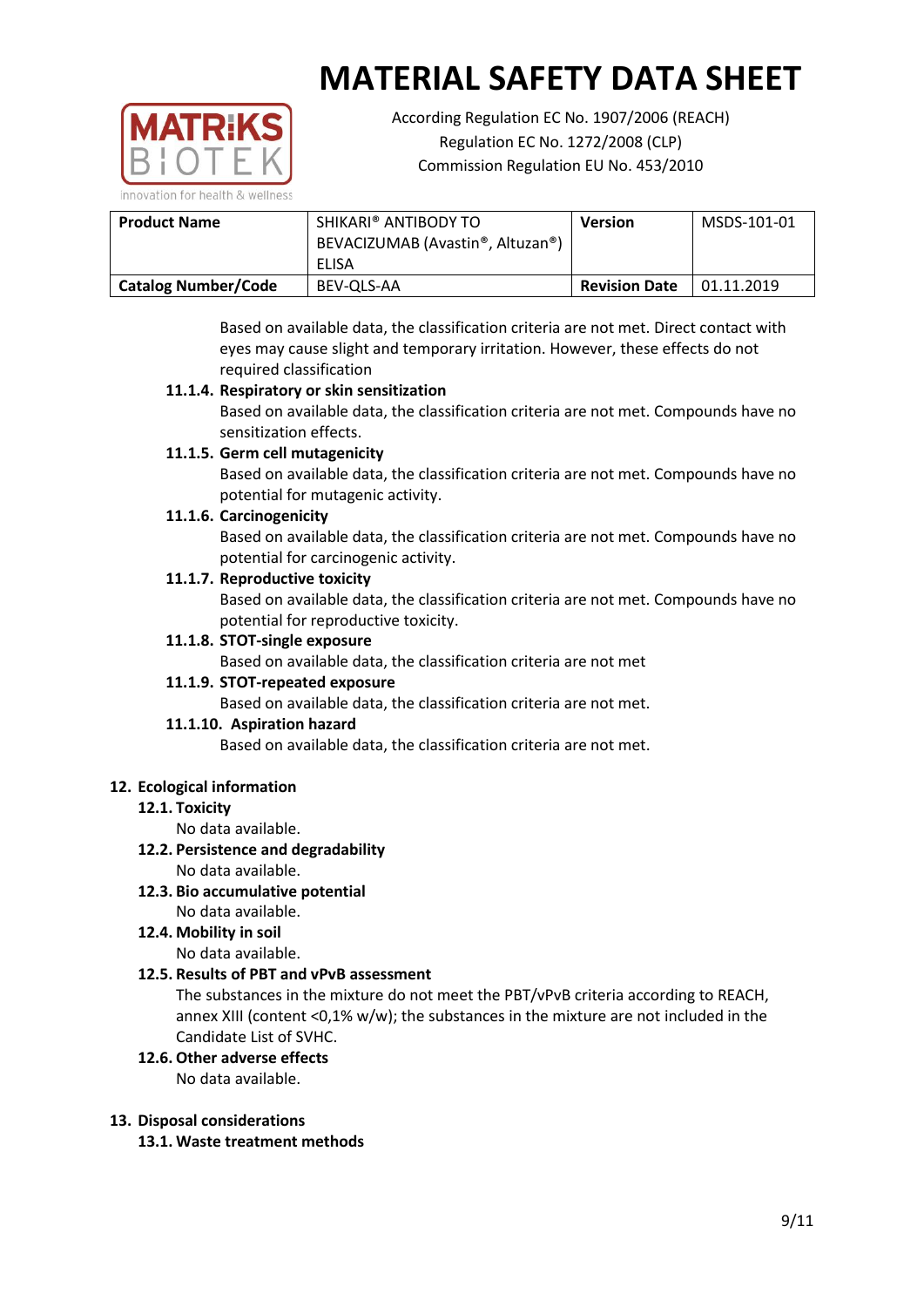# MATERIAL SAFETY DATA SHEET

According Regulation EC No. 1907/2006 (REACH)
Regulation EC No. 1272/2008 (CLP)
Commission Regulation EU No. 453/2010

| **Product Name** | SHIKARI® ANTIBODY TO BEVACIZUMAB (Avastin®, Altuzan®) ELISA | **Version** | MSDS-101-01 |
|---|---|---|---|
| **Catalog Number/Code** | BEV-QLS-AA | **Revision Date** | 01.11.2019 |

Based on available data, the classification criteria are not met. Direct contact with eyes may cause slight and temporary irritation. However, these effects do not required classification

**11.1.4. Respiratory or skin sensitization**

Based on available data, the classification criteria are not met. Compounds have no sensitization effects.

**11.1.5. Germ cell mutagenicity**

Based on available data, the classification criteria are not met. Compounds have no potential for mutagenic activity.

**11.1.6. Carcinogenicity**

Based on available data, the classification criteria are not met. Compounds have no potential for carcinogenic activity.

**11.1.7. Reproductive toxicity**

Based on available data, the classification criteria are not met. Compounds have no potential for reproductive toxicity.

**11.1.8. STOT-single exposure**

Based on available data, the classification criteria are not met

**11.1.9. STOT-repeated exposure**

Based on available data, the classification criteria are not met.

**11.1.10. Aspiration hazard**

Based on available data, the classification criteria are not met.

## 12. Ecological information

### 12.1. Toxicity

No data available.

### 12.2. Persistence and degradability

No data available.

### 12.3. Bio accumulative potential

No data available.

### 12.4. Mobility in soil

No data available.

### 12.5. Results of PBT and vPvB assessment

The substances in the mixture do not meet the PBT/vPvB criteria according to REACH, annex XIII (content <0,1% w/w); the substances in the mixture are not included in the Candidate List of SVHC.

### 12.6. Other adverse effects

No data available.

## 13. Disposal considerations

### 13.1. Waste treatment methods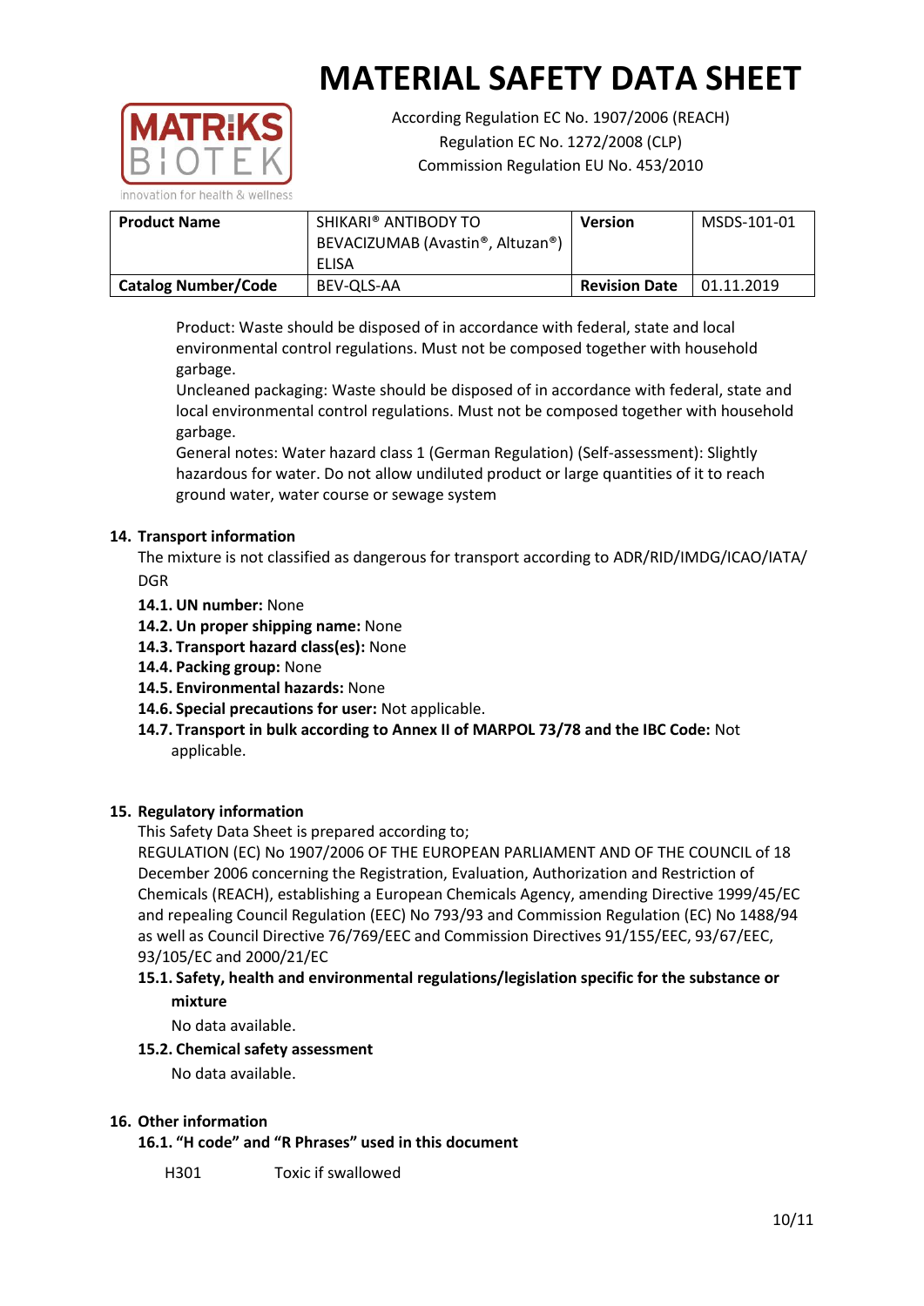Product: Waste should be disposed of in accordance with federal, state and local environmental control regulations. Must not be composed together with household garbage.
Uncleaned packaging: Waste should be disposed of in accordance with federal, state and local environmental control regulations. Must not be composed together with household garbage.
General notes: Water hazard class 1 (German Regulation) (Self-assessment): Slightly hazardous for water. Do not allow undiluted product or large quantities of it to reach ground water, water course or sewage system

## 14. Transport information

The mixture is not classified as dangerous for transport according to ADR/RID/IMDG/ICAO/IATA/DGR

- **14.1. UN number:** None
- **14.2. Un proper shipping name:** None
- **14.3. Transport hazard class(es):** None
- **14.4. Packing group:** None
- **14.5. Environmental hazards:** None
- **14.6. Special precautions for user:** Not applicable.
- **14.7. Transport in bulk according to Annex II of MARPOL 73/78 and the IBC Code:** Not applicable.

## 15. Regulatory information

This Safety Data Sheet is prepared according to;
REGULATION (EC) No 1907/2006 OF THE EUROPEAN PARLIAMENT AND OF THE COUNCIL of 18 December 2006 concerning the Registration, Evaluation, Authorization and Restriction of Chemicals (REACH), establishing a European Chemicals Agency, amending Directive 1999/45/EC and repealing Council Regulation (EEC) No 793/93 and Commission Regulation (EC) No 1488/94 as well as Council Directive 76/769/EEC and Commission Directives 91/155/EEC, 93/67/EEC, 93/105/EC and 2000/21/EC

### 15.1. Safety, health and environmental regulations/legislation specific for the substance or mixture

No data available.

### 15.2. Chemical safety assessment

No data available.

## 16. Other information

### 16.1. "H code" and "R Phrases" used in this document

H301 Toxic if swallowed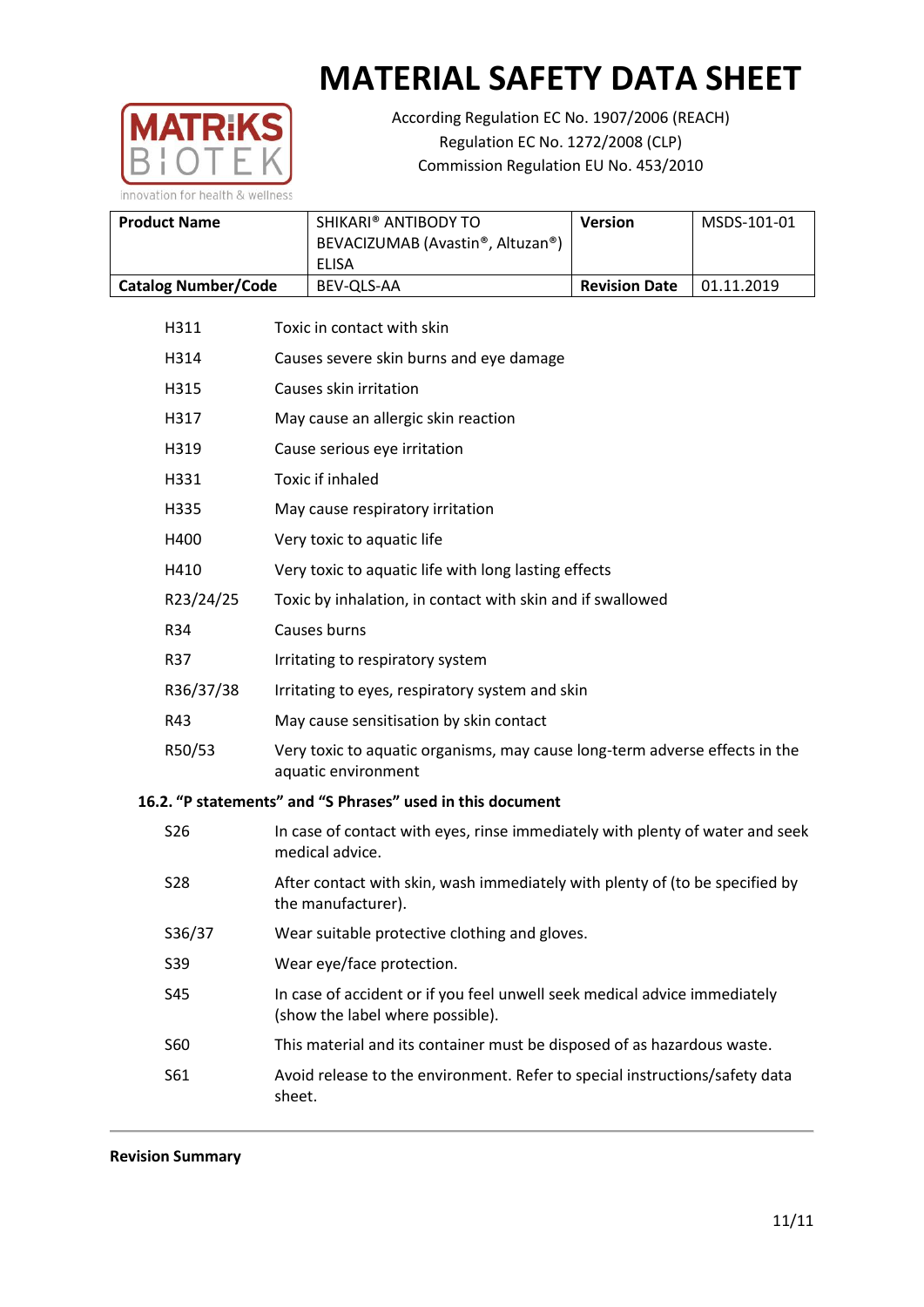| H311 | Toxic in contact with skin |
|---|---|
| H314 | Causes severe skin burns and eye damage |
| H315 | Causes skin irritation |
| H317 | May cause an allergic skin reaction |
| H319 | Cause serious eye irritation |
| H331 | Toxic if inhaled |
| H335 | May cause respiratory irritation |
| H400 | Very toxic to aquatic life |
| H410 | Very toxic to aquatic life with long lasting effects |
| R23/24/25 | Toxic by inhalation, in contact with skin and if swallowed |
| R34 | Causes burns |
| R37 | Irritating to respiratory system |
| R36/37/38 | Irritating to eyes, respiratory system and skin |
| R43 | May cause sensitisation by skin contact |
| R50/53 | Very toxic to aquatic organisms, may cause long-term adverse effects in the aquatic environment |

### 16.2. "P statements" and "S Phrases" used in this document

| S26 | In case of contact with eyes, rinse immediately with plenty of water and seek medical advice. |
|---|---|
| S28 | After contact with skin, wash immediately with plenty of (to be specified by the manufacturer). |
| S36/37 | Wear suitable protective clothing and gloves. |
| S39 | Wear eye/face protection. |
| S45 | In case of accident or if you feel unwell seek medical advice immediately (show the label where possible). |
| S60 | This material and its container must be disposed of as hazardous waste. |
| S61 | Avoid release to the environment. Refer to special instructions/safety data sheet. |

**Revision Summary**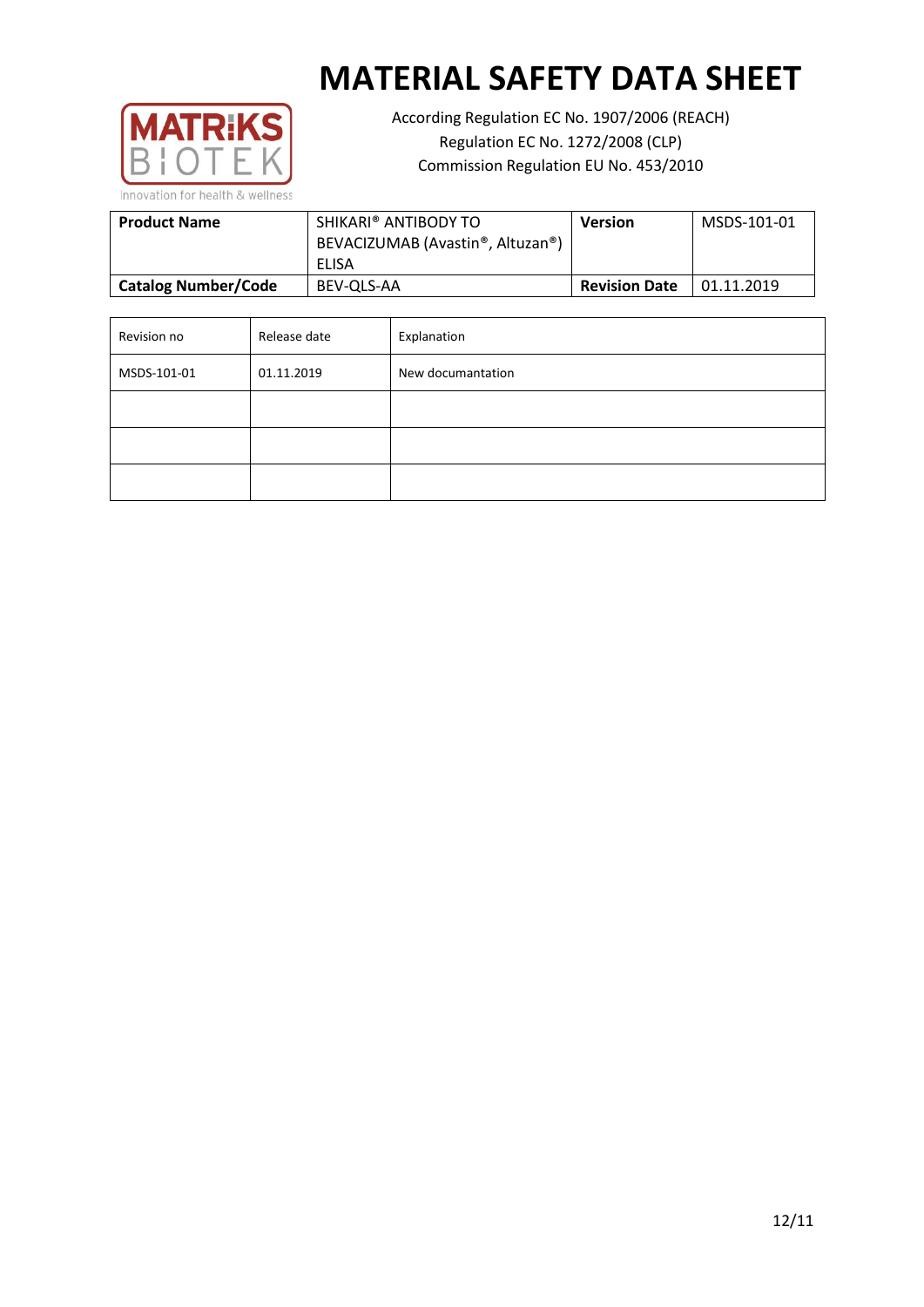| Revision no | Release date | Explanation |
|---|---|---|
| MSDS-101-01 | 01.11.2019 | New documantation |
| | | |
| | | |
| | | |